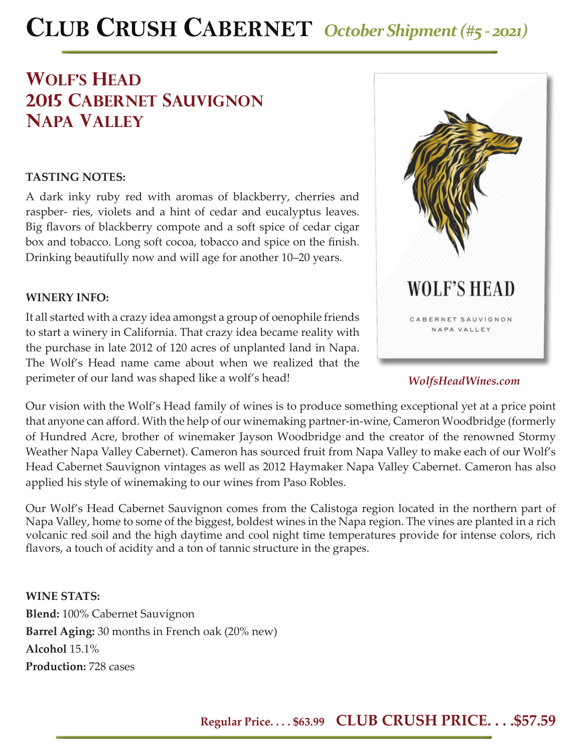# Club Crush Cabernet *October Shipment (#5 - 2021)*

## Wolf's Head
## 2015 Cabernet Sauvignon
## Napa Valley

**TASTING NOTES:**

A dark inky ruby red with aromas of blackberry, cherries and raspber- ries, violets and a hint of cedar and eucalyptus leaves. Big flavors of blackberry compote and a soft spice of cedar cigar box and tobacco. Long soft cocoa, tobacco and spice on the finish. Drinking beautifully now and will age for another 10–20 years.

**WINERY INFO:**

It all started with a crazy idea amongst a group of oenophile friends to start a winery in California. That crazy idea became reality with the purchase in late 2012 of 120 acres of unplanted land in Napa. The Wolf's Head name came about when we realized that the perimeter of our land was shaped like a wolf's head!

WOLF'S HEAD

CABERNET SAUVIGNON
NAPA VALLEY

*WolfsHeadWines.com*

Our vision with the Wolf's Head family of wines is to produce something exceptional yet at a price point that anyone can afford. With the help of our winemaking partner-in-wine, Cameron Woodbridge (formerly of Hundred Acre, brother of winemaker Jayson Woodbridge and the creator of the renowned Stormy Weather Napa Valley Cabernet). Cameron has sourced fruit from Napa Valley to make each of our Wolf's Head Cabernet Sauvignon vintages as well as 2012 Haymaker Napa Valley Cabernet. Cameron has also applied his style of winemaking to our wines from Paso Robles.

Our Wolf's Head Cabernet Sauvignon comes from the Calistoga region located in the northern part of Napa Valley, home to some of the biggest, boldest wines in the Napa region. The vines are planted in a rich volcanic red soil and the high daytime and cool night time temperatures provide for intense colors, rich flavors, a touch of acidity and a ton of tannic structure in the grapes.

**WINE STATS:**

**Blend:** 100% Cabernet Sauvignon
**Barrel Aging:** 30 months in French oak (20% new)
**Alcohol** 15.1%
**Production:** 728 cases

**Regular Price. . . . $63.99** **CLUB CRUSH PRICE. . . .$57.59**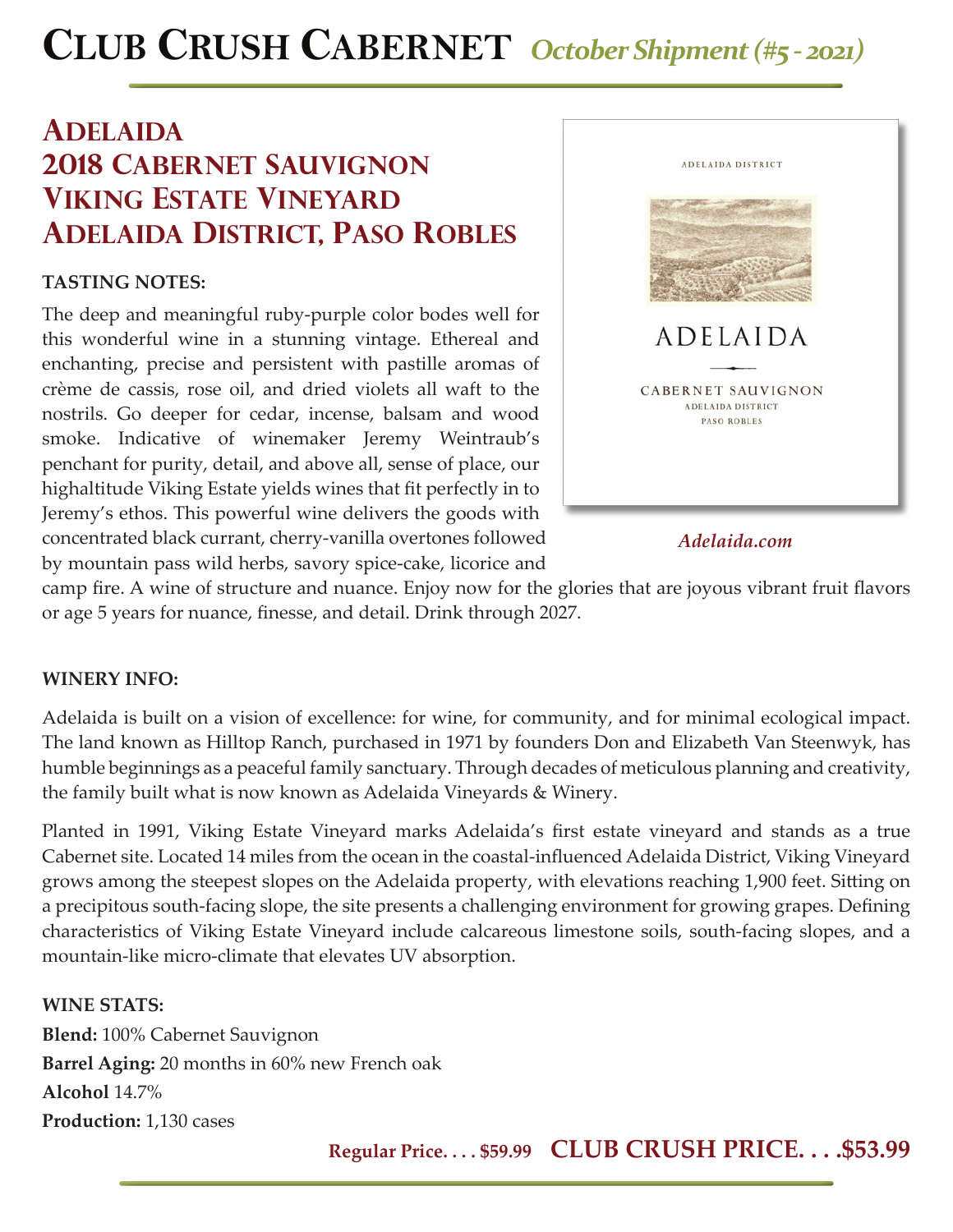# Club Crush Cabernet *October Shipment (#5 - 2021)*

## Adelaida 2018 Cabernet Sauvignon Viking Estate Vineyard Adelaida District, Paso Robles

ADELAIDA DISTRICT

ADELAIDA

CABERNET SAUVIGNON
ADELAIDA DISTRICT
PASO ROBLES

*Adelaida.com*

**TASTING NOTES:**

The deep and meaningful ruby-purple color bodes well for this wonderful wine in a stunning vintage. Ethereal and enchanting, precise and persistent with pastille aromas of crème de cassis, rose oil, and dried violets all waft to the nostrils. Go deeper for cedar, incense, balsam and wood smoke. Indicative of winemaker Jeremy Weintraub's penchant for purity, detail, and above all, sense of place, our highaltitude Viking Estate yields wines that fit perfectly in to Jeremy's ethos. This powerful wine delivers the goods with concentrated black currant, cherry-vanilla overtones followed by mountain pass wild herbs, savory spice-cake, licorice and camp fire. A wine of structure and nuance. Enjoy now for the glories that are joyous vibrant fruit flavors or age 5 years for nuance, finesse, and detail. Drink through 2027.

**WINERY INFO:**

Adelaida is built on a vision of excellence: for wine, for community, and for minimal ecological impact. The land known as Hilltop Ranch, purchased in 1971 by founders Don and Elizabeth Van Steenwyk, has humble beginnings as a peaceful family sanctuary. Through decades of meticulous planning and creativity, the family built what is now known as Adelaida Vineyards & Winery.

Planted in 1991, Viking Estate Vineyard marks Adelaida's first estate vineyard and stands as a true Cabernet site. Located 14 miles from the ocean in the coastal-influenced Adelaida District, Viking Vineyard grows among the steepest slopes on the Adelaida property, with elevations reaching 1,900 feet. Sitting on a precipitous south-facing slope, the site presents a challenging environment for growing grapes. Defining characteristics of Viking Estate Vineyard include calcareous limestone soils, south-facing slopes, and a mountain-like micro-climate that elevates UV absorption.

**WINE STATS:**

**Blend:** 100% Cabernet Sauvignon
**Barrel Aging:** 20 months in 60% new French oak
**Alcohol** 14.7%
**Production:** 1,130 cases

**Regular Price. . . . $59.99** **CLUB CRUSH PRICE. . . .$53.99**